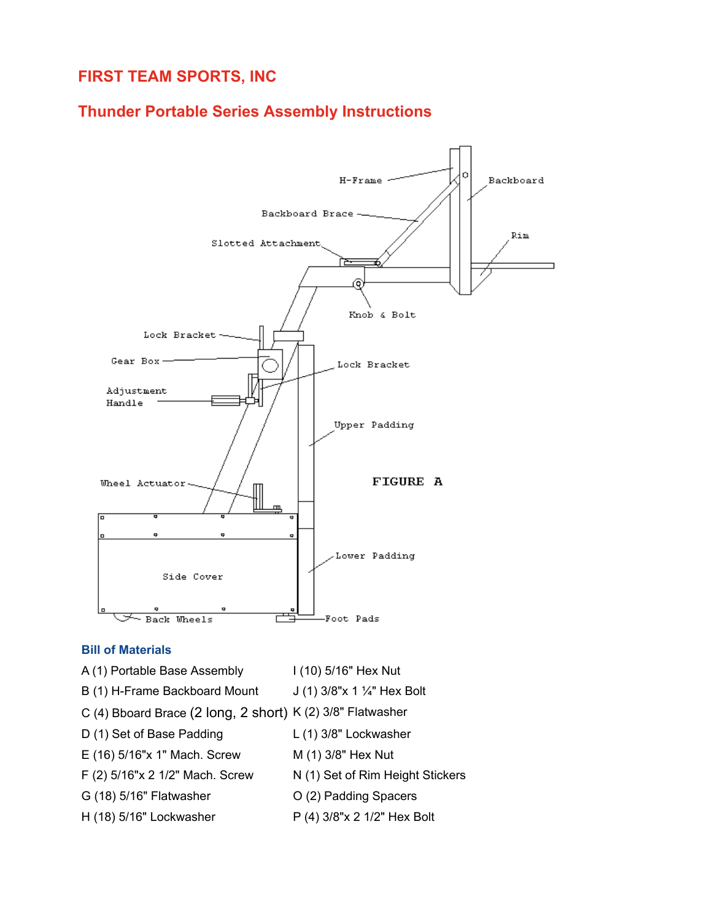# FIRST TEAM SPORTS, INC

## Thunder Portable Series Assembly Instructions

FIGURE A

### Bill of Materials

| | |
|---|---|
| A (1) Portable Base Assembly | I (10) 5/16" Hex Nut |
| B (1) H-Frame Backboard Mount | J (1) 3/8"x 1 ¼" Hex Bolt |
| C (4) Bboard Brace (2 long, 2 short) | K (2) 3/8" Flatwasher |
| D (1) Set of Base Padding | L (1) 3/8" Lockwasher |
| E (16) 5/16"x 1" Mach. Screw | M (1) 3/8" Hex Nut |
| F (2) 5/16"x 2 1/2" Mach. Screw | N (1) Set of Rim Height Stickers |
| G (18) 5/16" Flatwasher | O (2) Padding Spacers |
| H (18) 5/16" Lockwasher | P (4) 3/8"x 2 1/2" Hex Bolt |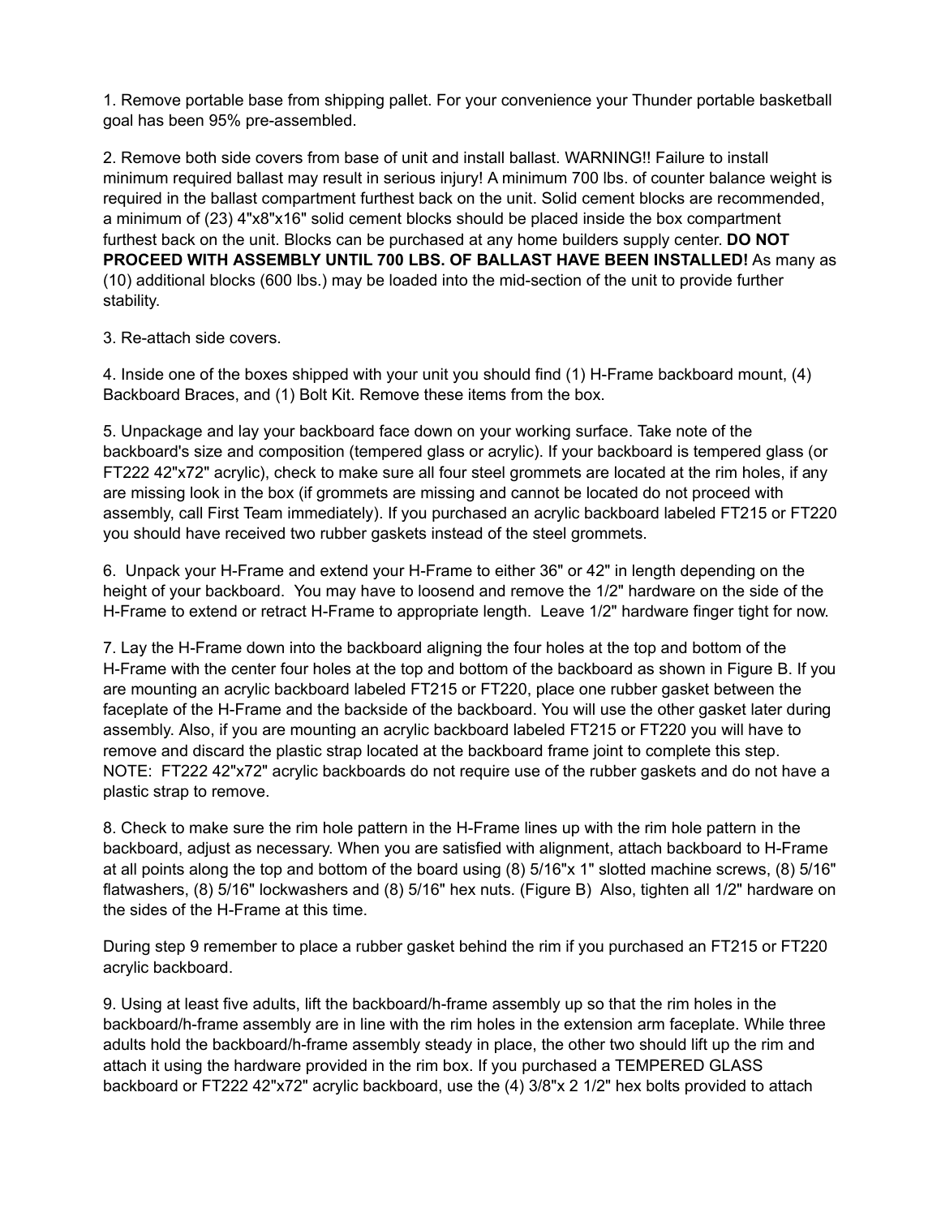1. Remove portable base from shipping pallet. For your convenience your Thunder portable basketball goal has been 95% pre-assembled.

2. Remove both side covers from base of unit and install ballast. WARNING!! Failure to install minimum required ballast may result in serious injury! A minimum 700 lbs. of counter balance weight is required in the ballast compartment furthest back on the unit. Solid cement blocks are recommended, a minimum of (23) 4"x8"x16" solid cement blocks should be placed inside the box compartment furthest back on the unit. Blocks can be purchased at any home builders supply center. **DO NOT PROCEED WITH ASSEMBLY UNTIL 700 LBS. OF BALLAST HAVE BEEN INSTALLED!** As many as (10) additional blocks (600 lbs.) may be loaded into the mid-section of the unit to provide further stability.

3. Re-attach side covers.

4. Inside one of the boxes shipped with your unit you should find (1) H-Frame backboard mount, (4) Backboard Braces, and (1) Bolt Kit. Remove these items from the box.

5. Unpackage and lay your backboard face down on your working surface. Take note of the backboard's size and composition (tempered glass or acrylic). If your backboard is tempered glass (or FT222 42"x72" acrylic), check to make sure all four steel grommets are located at the rim holes, if any are missing look in the box (if grommets are missing and cannot be located do not proceed with assembly, call First Team immediately). If you purchased an acrylic backboard labeled FT215 or FT220 you should have received two rubber gaskets instead of the steel grommets.

6. Unpack your H-Frame and extend your H-Frame to either 36" or 42" in length depending on the height of your backboard. You may have to loosend and remove the 1/2" hardware on the side of the H-Frame to extend or retract H-Frame to appropriate length. Leave 1/2" hardware finger tight for now.

7. Lay the H-Frame down into the backboard aligning the four holes at the top and bottom of the H-Frame with the center four holes at the top and bottom of the backboard as shown in Figure B. If you are mounting an acrylic backboard labeled FT215 or FT220, place one rubber gasket between the faceplate of the H-Frame and the backside of the backboard. You will use the other gasket later during assembly. Also, if you are mounting an acrylic backboard labeled FT215 or FT220 you will have to remove and discard the plastic strap located at the backboard frame joint to complete this step. NOTE: FT222 42"x72" acrylic backboards do not require use of the rubber gaskets and do not have a plastic strap to remove.

8. Check to make sure the rim hole pattern in the H-Frame lines up with the rim hole pattern in the backboard, adjust as necessary. When you are satisfied with alignment, attach backboard to H-Frame at all points along the top and bottom of the board using (8) 5/16"x 1" slotted machine screws, (8) 5/16" flatwashers, (8) 5/16" lockwashers and (8) 5/16" hex nuts. (Figure B) Also, tighten all 1/2" hardware on the sides of the H-Frame at this time.

During step 9 remember to place a rubber gasket behind the rim if you purchased an FT215 or FT220 acrylic backboard.

9. Using at least five adults, lift the backboard/h-frame assembly up so that the rim holes in the backboard/h-frame assembly are in line with the rim holes in the extension arm faceplate. While three adults hold the backboard/h-frame assembly steady in place, the other two should lift up the rim and attach it using the hardware provided in the rim box. If you purchased a TEMPERED GLASS backboard or FT222 42"x72" acrylic backboard, use the (4) 3/8"x 2 1/2" hex bolts provided to attach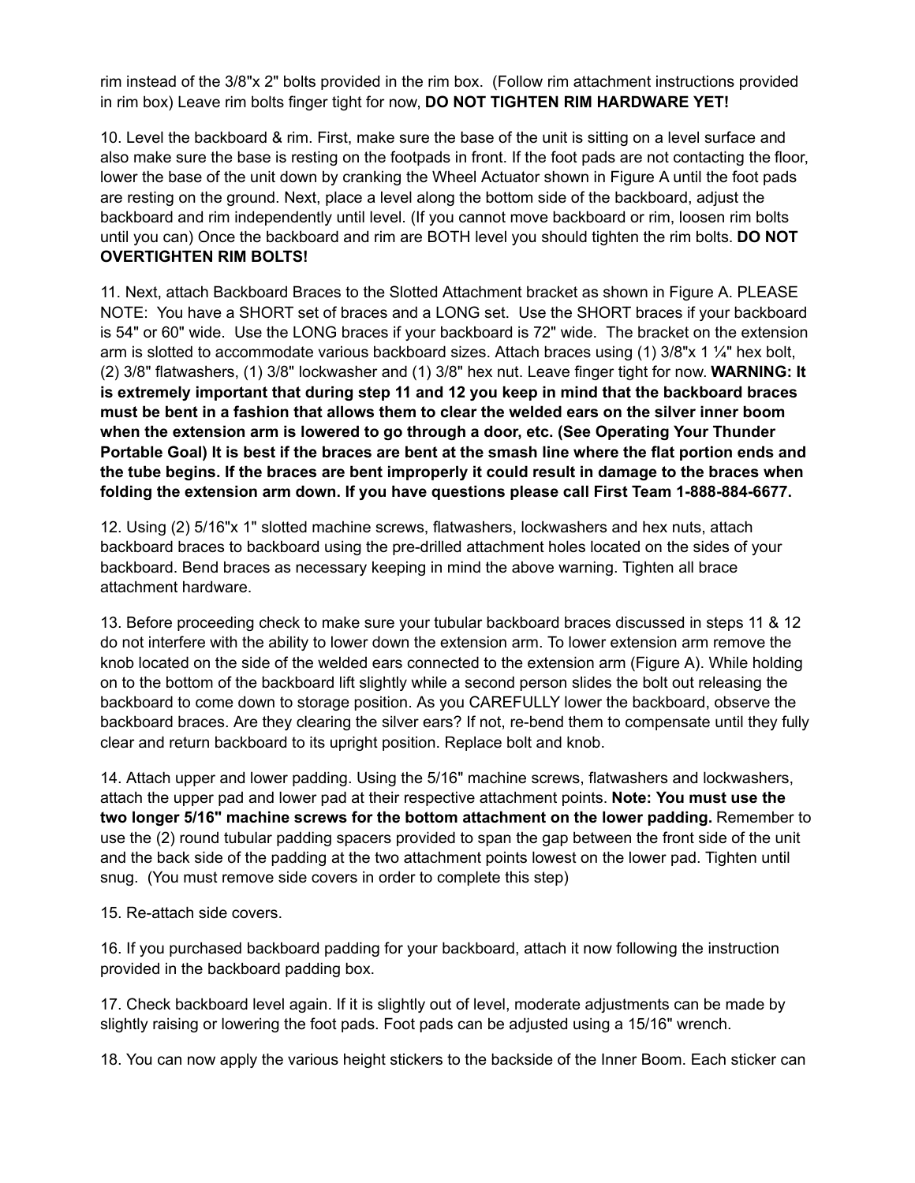rim instead of the 3/8"x 2" bolts provided in the rim box. (Follow rim attachment instructions provided in rim box) Leave rim bolts finger tight for now, **DO NOT TIGHTEN RIM HARDWARE YET!**

10. Level the backboard & rim. First, make sure the base of the unit is sitting on a level surface and also make sure the base is resting on the footpads in front. If the foot pads are not contacting the floor, lower the base of the unit down by cranking the Wheel Actuator shown in Figure A until the foot pads are resting on the ground. Next, place a level along the bottom side of the backboard, adjust the backboard and rim independently until level. (If you cannot move backboard or rim, loosen rim bolts until you can) Once the backboard and rim are BOTH level you should tighten the rim bolts. **DO NOT OVERTIGHTEN RIM BOLTS!**

11. Next, attach Backboard Braces to the Slotted Attachment bracket as shown in Figure A. PLEASE NOTE: You have a SHORT set of braces and a LONG set. Use the SHORT braces if your backboard is 54" or 60" wide. Use the LONG braces if your backboard is 72" wide. The bracket on the extension arm is slotted to accommodate various backboard sizes. Attach braces using (1) 3/8"x 1 ¼" hex bolt, (2) 3/8" flatwashers, (1) 3/8" lockwasher and (1) 3/8" hex nut. Leave finger tight for now. **WARNING: It is extremely important that during step 11 and 12 you keep in mind that the backboard braces must be bent in a fashion that allows them to clear the welded ears on the silver inner boom when the extension arm is lowered to go through a door, etc. (See Operating Your Thunder Portable Goal) It is best if the braces are bent at the smash line where the flat portion ends and the tube begins. If the braces are bent improperly it could result in damage to the braces when folding the extension arm down. If you have questions please call First Team 1-888-884-6677.**

12. Using (2) 5/16"x 1" slotted machine screws, flatwashers, lockwashers and hex nuts, attach backboard braces to backboard using the pre-drilled attachment holes located on the sides of your backboard. Bend braces as necessary keeping in mind the above warning. Tighten all brace attachment hardware.

13. Before proceeding check to make sure your tubular backboard braces discussed in steps 11 & 12 do not interfere with the ability to lower down the extension arm. To lower extension arm remove the knob located on the side of the welded ears connected to the extension arm (Figure A). While holding on to the bottom of the backboard lift slightly while a second person slides the bolt out releasing the backboard to come down to storage position. As you CAREFULLY lower the backboard, observe the backboard braces. Are they clearing the silver ears? If not, re-bend them to compensate until they fully clear and return backboard to its upright position. Replace bolt and knob.

14. Attach upper and lower padding. Using the 5/16" machine screws, flatwashers and lockwashers, attach the upper pad and lower pad at their respective attachment points. **Note: You must use the two longer 5/16" machine screws for the bottom attachment on the lower padding.** Remember to use the (2) round tubular padding spacers provided to span the gap between the front side of the unit and the back side of the padding at the two attachment points lowest on the lower pad. Tighten until snug. (You must remove side covers in order to complete this step)

15. Re-attach side covers.

16. If you purchased backboard padding for your backboard, attach it now following the instruction provided in the backboard padding box.

17. Check backboard level again. If it is slightly out of level, moderate adjustments can be made by slightly raising or lowering the foot pads. Foot pads can be adjusted using a 15/16" wrench.

18. You can now apply the various height stickers to the backside of the Inner Boom. Each sticker can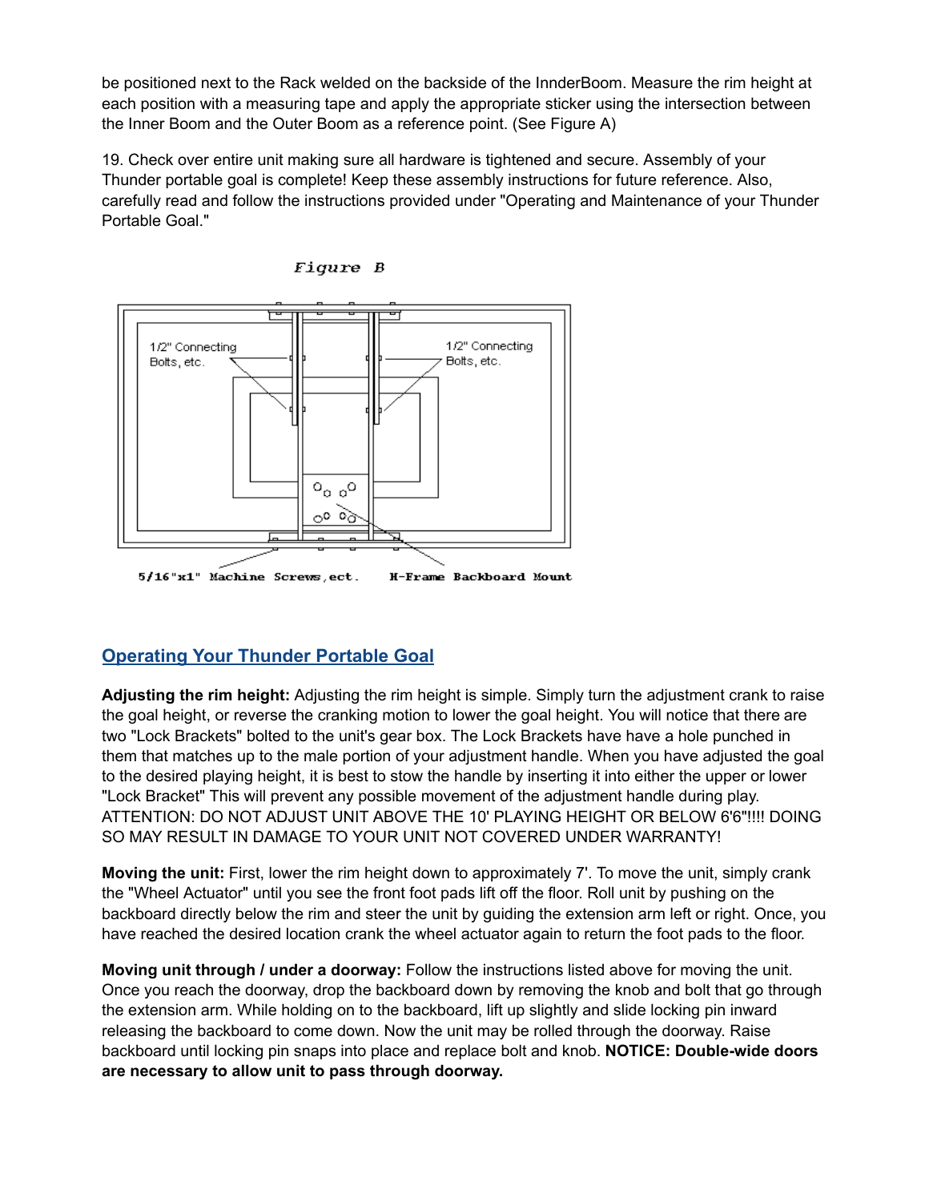be positioned next to the Rack welded on the backside of the InnderBoom. Measure the rim height at each position with a measuring tape and apply the appropriate sticker using the intersection between the Inner Boom and the Outer Boom as a reference point. (See Figure A)

19. Check over entire unit making sure all hardware is tightened and secure. Assembly of your Thunder portable goal is complete! Keep these assembly instructions for future reference. Also, carefully read and follow the instructions provided under "Operating and Maintenance of your Thunder Portable Goal."

*Figure B*

1/2" Connecting Bolts, etc.

1/2" Connecting Bolts, etc.

5/16"x1" Machine Screws, ect.

H-Frame Backboard Mount

## Operating Your Thunder Portable Goal

**Adjusting the rim height:** Adjusting the rim height is simple. Simply turn the adjustment crank to raise the goal height, or reverse the cranking motion to lower the goal height. You will notice that there are two "Lock Brackets" bolted to the unit's gear box. The Lock Brackets have have a hole punched in them that matches up to the male portion of your adjustment handle. When you have adjusted the goal to the desired playing height, it is best to stow the handle by inserting it into either the upper or lower "Lock Bracket" This will prevent any possible movement of the adjustment handle during play. ATTENTION: DO NOT ADJUST UNIT ABOVE THE 10' PLAYING HEIGHT OR BELOW 6'6"!!!! DOING SO MAY RESULT IN DAMAGE TO YOUR UNIT NOT COVERED UNDER WARRANTY!

**Moving the unit:** First, lower the rim height down to approximately 7'. To move the unit, simply crank the "Wheel Actuator" until you see the front foot pads lift off the floor. Roll unit by pushing on the backboard directly below the rim and steer the unit by guiding the extension arm left or right. Once, you have reached the desired location crank the wheel actuator again to return the foot pads to the floor.

**Moving unit through / under a doorway:** Follow the instructions listed above for moving the unit. Once you reach the doorway, drop the backboard down by removing the knob and bolt that go through the extension arm. While holding on to the backboard, lift up slightly and slide locking pin inward releasing the backboard to come down. Now the unit may be rolled through the doorway. Raise backboard until locking pin snaps into place and replace bolt and knob. **NOTICE: Double-wide doors are necessary to allow unit to pass through doorway.**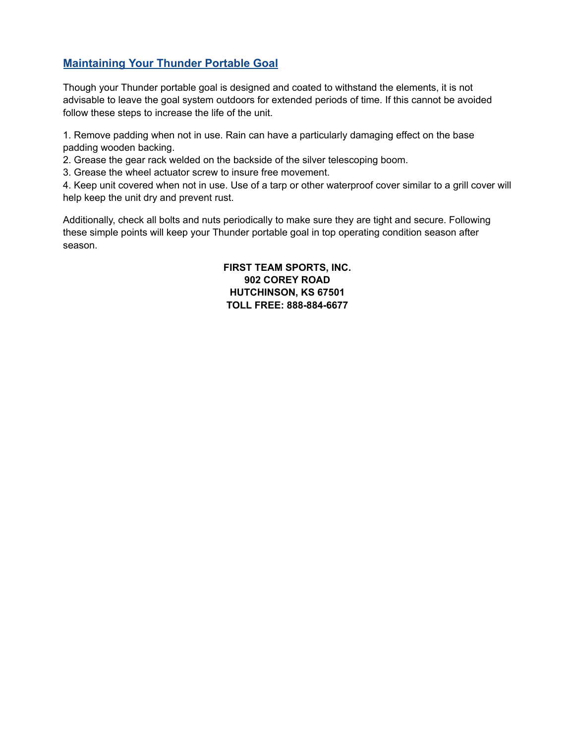## Maintaining Your Thunder Portable Goal

Though your Thunder portable goal is designed and coated to withstand the elements, it is not advisable to leave the goal system outdoors for extended periods of time. If this cannot be avoided follow these steps to increase the life of the unit.

1. Remove padding when not in use. Rain can have a particularly damaging effect on the base padding wooden backing.
2. Grease the gear rack welded on the backside of the silver telescoping boom.
3. Grease the wheel actuator screw to insure free movement.
4. Keep unit covered when not in use. Use of a tarp or other waterproof cover similar to a grill cover will help keep the unit dry and prevent rust.

Additionally, check all bolts and nuts periodically to make sure they are tight and secure. Following these simple points will keep your Thunder portable goal in top operating condition season after season.

**FIRST TEAM SPORTS, INC.**
**902 COREY ROAD**
**HUTCHINSON, KS 67501**
**TOLL FREE: 888-884-6677**